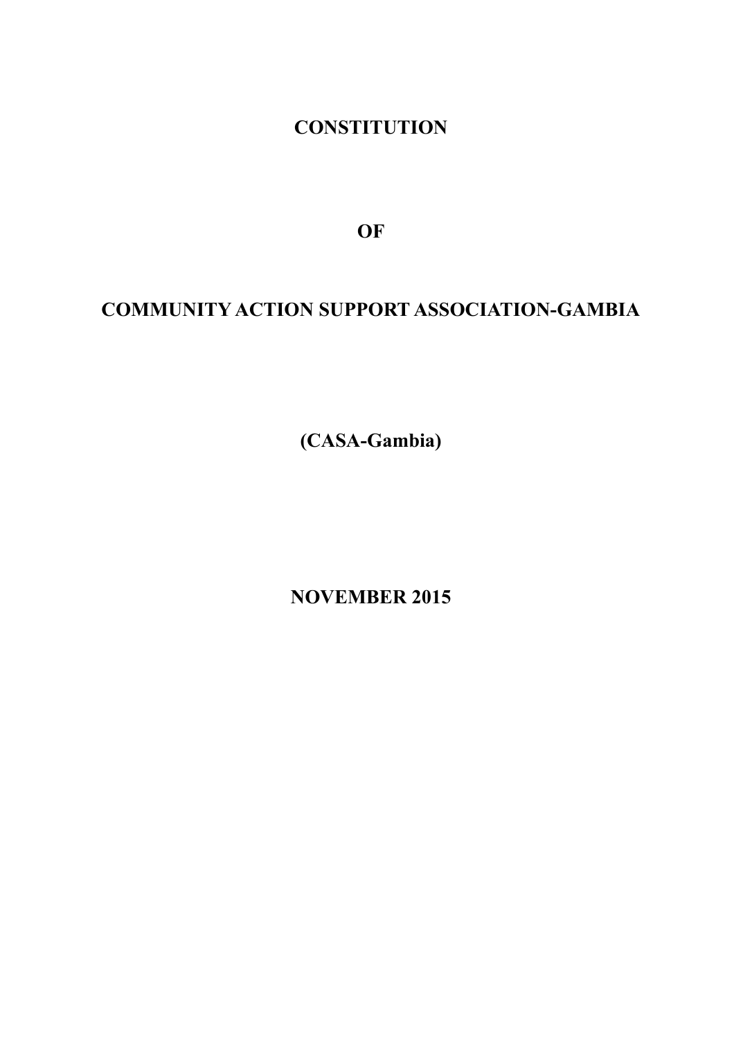# CONSTITUTION

# OF

# COMMUNITY ACTION SUPPORT ASSOCIATION-GAMBIA

# (CASA-Gambia)

# NOVEMBER 2015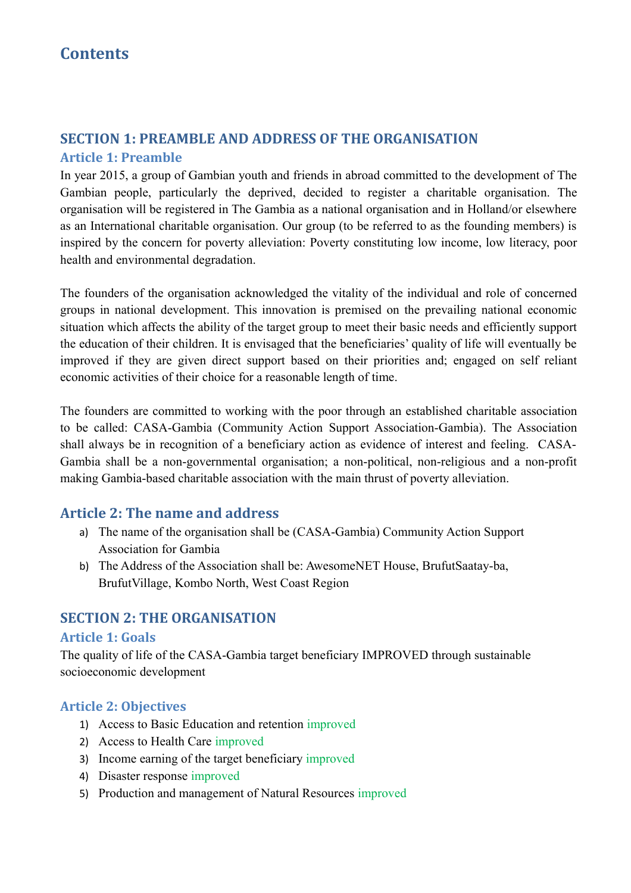# Contents

## SECTION 1: PREAMBLE AND ADDRESS OF THE ORGANISATION

### Article 1: Preamble

In year 2015, a group of Gambian youth and friends in abroad committed to the development of The Gambian people, particularly the deprived, decided to register a charitable organisation. The organisation will be registered in The Gambia as a national organisation and in Holland/or elsewhere as an International charitable organisation. Our group (to be referred to as the founding members) is inspired by the concern for poverty alleviation: Poverty constituting low income, low literacy, poor health and environmental degradation.

The founders of the organisation acknowledged the vitality of the individual and role of concerned groups in national development. This innovation is premised on the prevailing national economic situation which affects the ability of the target group to meet their basic needs and efficiently support the education of their children. It is envisaged that the beneficiaries' quality of life will eventually be improved if they are given direct support based on their priorities and; engaged on self reliant economic activities of their choice for a reasonable length of time.

The founders are committed to working with the poor through an established charitable association to be called: CASA-Gambia (Community Action Support Association-Gambia). The Association shall always be in recognition of a beneficiary action as evidence of interest and feeling. CASA-Gambia shall be a non-governmental organisation; a non-political, non-religious and a non-profit making Gambia-based charitable association with the main thrust of poverty alleviation.

### Article 2: The name and address

a) The name of the organisation shall be (CASA-Gambia) Community Action Support Association for Gambia
b) The Address of the Association shall be: AwesomeNET House, BrufutSaatay-ba, BrufutVillage, Kombo North, West Coast Region

## SECTION 2: THE ORGANISATION

### Article 1: Goals

The quality of life of the CASA-Gambia target beneficiary IMPROVED through sustainable socioeconomic development

### Article 2: Objectives

1) Access to Basic Education and retention improved
2) Access to Health Care improved
3) Income earning of the target beneficiary improved
4) Disaster response improved
5) Production and management of Natural Resources improved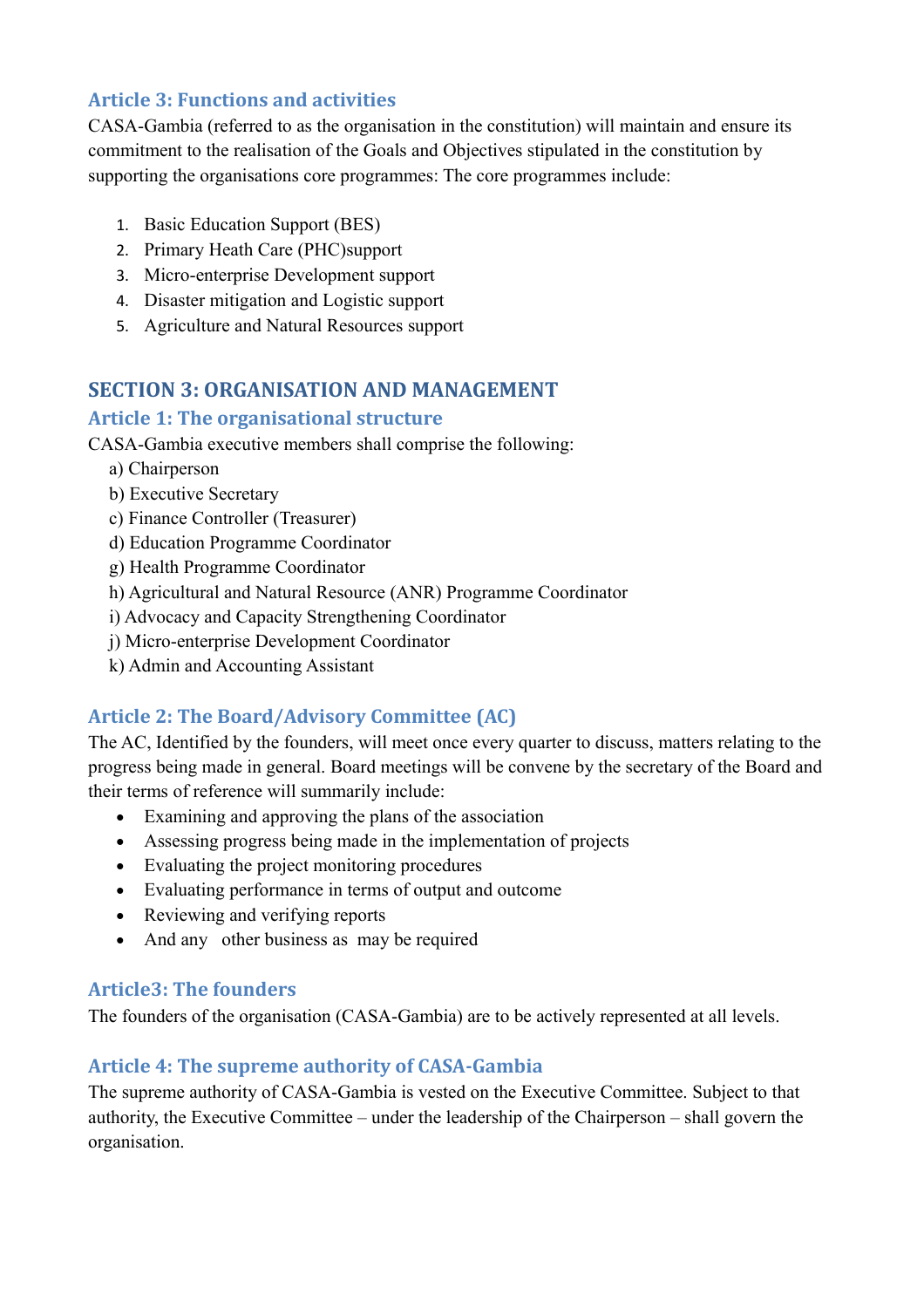### Article 3: Functions and activities

CASA-Gambia (referred to as the organisation in the constitution) will maintain and ensure its commitment to the realisation of the Goals and Objectives stipulated in the constitution by supporting the organisations core programmes: The core programmes include:

1. Basic Education Support (BES)
2. Primary Heath Care (PHC)support
3. Micro-enterprise Development support
4. Disaster mitigation and Logistic support
5. Agriculture and Natural Resources support

## SECTION 3: ORGANISATION AND MANAGEMENT

### Article 1: The organisational structure

CASA-Gambia executive members shall comprise the following:

a) Chairperson
b) Executive Secretary
c) Finance Controller (Treasurer)
d) Education Programme Coordinator
g) Health Programme Coordinator
h) Agricultural and Natural Resource (ANR) Programme Coordinator
i) Advocacy and Capacity Strengthening Coordinator
j) Micro-enterprise Development Coordinator
k) Admin and Accounting Assistant

### Article 2: The Board/Advisory Committee (AC)

The AC, Identified by the founders, will meet once every quarter to discuss, matters relating to the progress being made in general. Board meetings will be convene by the secretary of the Board and their terms of reference will summarily include:

- Examining and approving the plans of the association
- Assessing progress being made in the implementation of projects
- Evaluating the project monitoring procedures
- Evaluating performance in terms of output and outcome
- Reviewing and verifying reports
- And any other business as may be required

### Article3: The founders

The founders of the organisation (CASA-Gambia) are to be actively represented at all levels.

### Article 4: The supreme authority of CASA-Gambia

The supreme authority of CASA-Gambia is vested on the Executive Committee. Subject to that authority, the Executive Committee – under the leadership of the Chairperson – shall govern the organisation.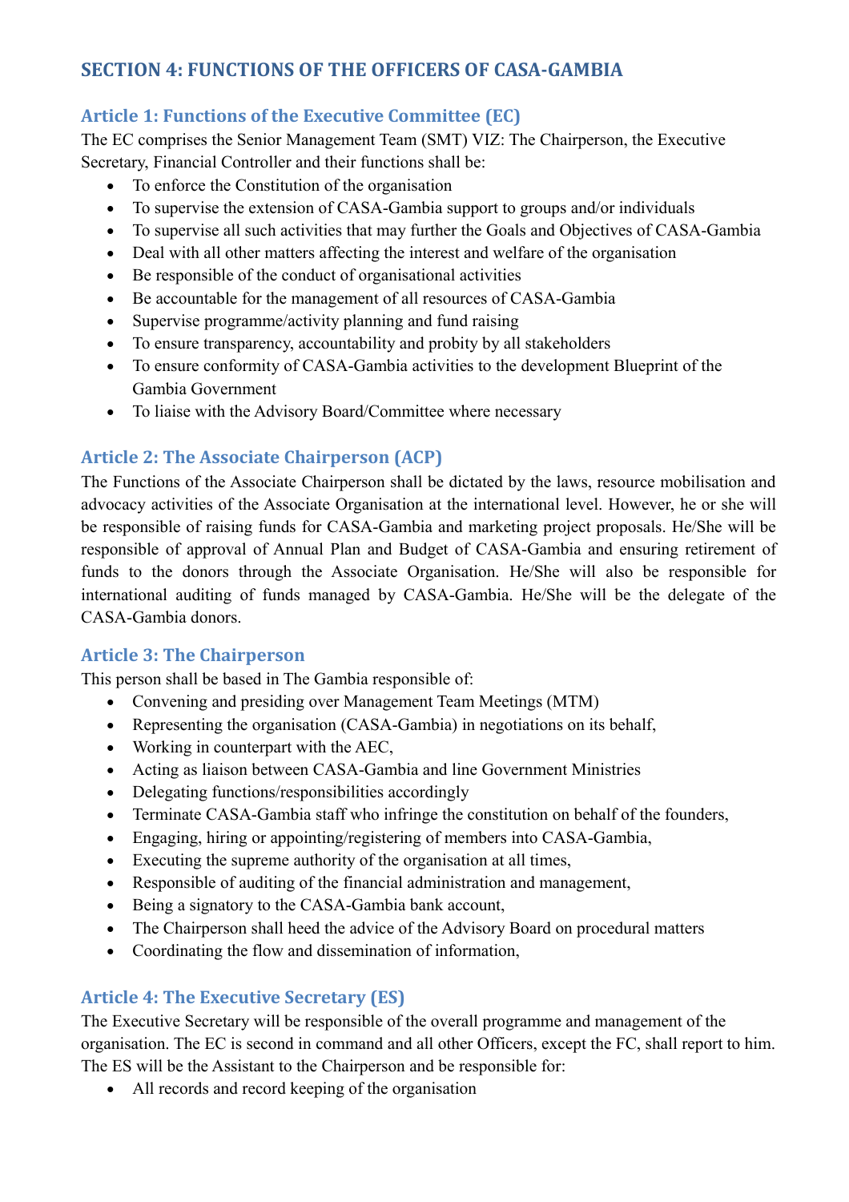## SECTION 4: FUNCTIONS OF THE OFFICERS OF CASA-GAMBIA

### Article 1: Functions of the Executive Committee (EC)

The EC comprises the Senior Management Team (SMT) VIZ: The Chairperson, the Executive Secretary, Financial Controller and their functions shall be:

- To enforce the Constitution of the organisation
- To supervise the extension of CASA-Gambia support to groups and/or individuals
- To supervise all such activities that may further the Goals and Objectives of CASA-Gambia
- Deal with all other matters affecting the interest and welfare of the organisation
- Be responsible of the conduct of organisational activities
- Be accountable for the management of all resources of CASA-Gambia
- Supervise programme/activity planning and fund raising
- To ensure transparency, accountability and probity by all stakeholders
- To ensure conformity of CASA-Gambia activities to the development Blueprint of the Gambia Government
- To liaise with the Advisory Board/Committee where necessary

### Article 2: The Associate Chairperson (ACP)

The Functions of the Associate Chairperson shall be dictated by the laws, resource mobilisation and advocacy activities of the Associate Organisation at the international level. However, he or she will be responsible of raising funds for CASA-Gambia and marketing project proposals. He/She will be responsible of approval of Annual Plan and Budget of CASA-Gambia and ensuring retirement of funds to the donors through the Associate Organisation. He/She will also be responsible for international auditing of funds managed by CASA-Gambia. He/She will be the delegate of the CASA-Gambia donors.

### Article 3: The Chairperson

This person shall be based in The Gambia responsible of:

- Convening and presiding over Management Team Meetings (MTM)
- Representing the organisation (CASA-Gambia) in negotiations on its behalf,
- Working in counterpart with the AEC,
- Acting as liaison between CASA-Gambia and line Government Ministries
- Delegating functions/responsibilities accordingly
- Terminate CASA-Gambia staff who infringe the constitution on behalf of the founders,
- Engaging, hiring or appointing/registering of members into CASA-Gambia,
- Executing the supreme authority of the organisation at all times,
- Responsible of auditing of the financial administration and management,
- Being a signatory to the CASA-Gambia bank account,
- The Chairperson shall heed the advice of the Advisory Board on procedural matters
- Coordinating the flow and dissemination of information,

### Article 4: The Executive Secretary (ES)

The Executive Secretary will be responsible of the overall programme and management of the organisation. The EC is second in command and all other Officers, except the FC, shall report to him. The ES will be the Assistant to the Chairperson and be responsible for:

- All records and record keeping of the organisation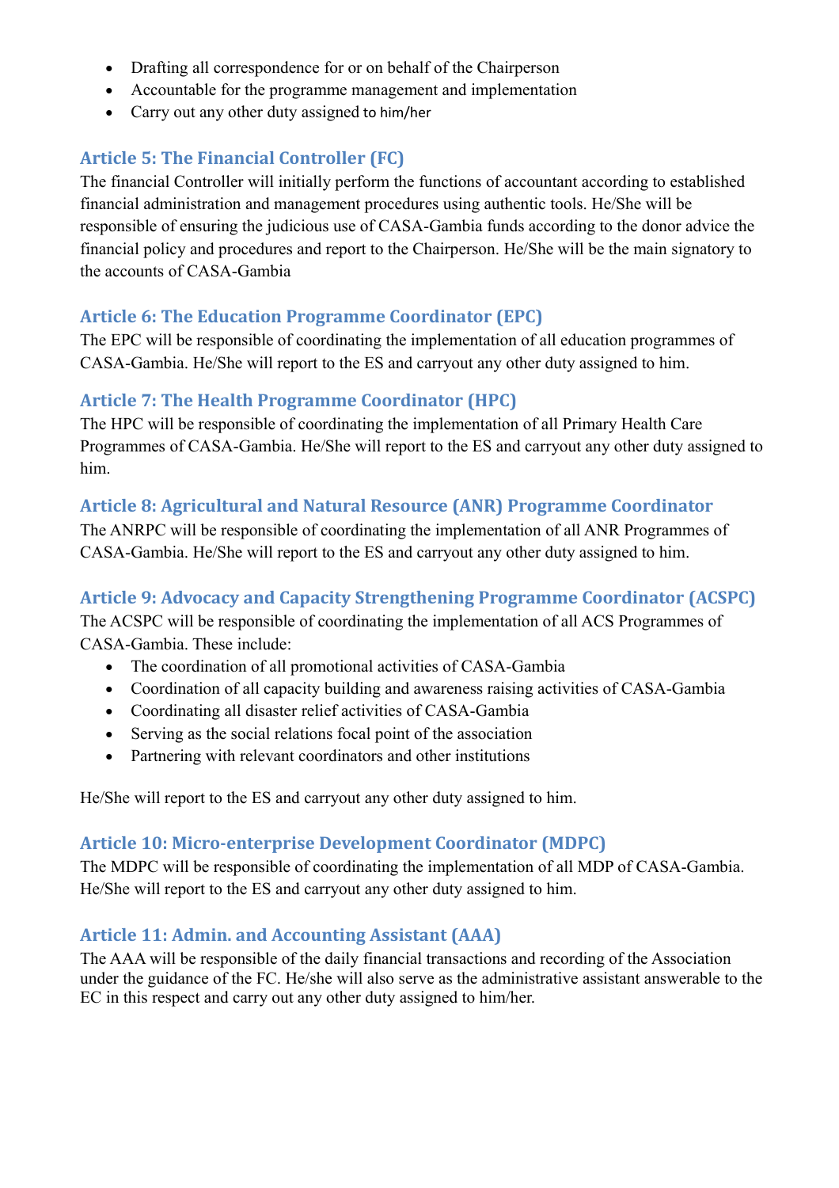- Drafting all correspondence for or on behalf of the Chairperson
- Accountable for the programme management and implementation
- Carry out any other duty assigned to him/her

### Article 5: The Financial Controller (FC)

The financial Controller will initially perform the functions of accountant according to established financial administration and management procedures using authentic tools. He/She will be responsible of ensuring the judicious use of CASA-Gambia funds according to the donor advice the financial policy and procedures and report to the Chairperson. He/She will be the main signatory to the accounts of CASA-Gambia

### Article 6: The Education Programme Coordinator (EPC)

The EPC will be responsible of coordinating the implementation of all education programmes of CASA-Gambia. He/She will report to the ES and carryout any other duty assigned to him.

### Article 7: The Health Programme Coordinator (HPC)

The HPC will be responsible of coordinating the implementation of all Primary Health Care Programmes of CASA-Gambia. He/She will report to the ES and carryout any other duty assigned to him.

### Article 8: Agricultural and Natural Resource (ANR) Programme Coordinator

The ANRPC will be responsible of coordinating the implementation of all ANR Programmes of CASA-Gambia. He/She will report to the ES and carryout any other duty assigned to him.

### Article 9: Advocacy and Capacity Strengthening Programme Coordinator (ACSPC)

The ACSPC will be responsible of coordinating the implementation of all ACS Programmes of CASA-Gambia. These include:

- The coordination of all promotional activities of CASA-Gambia
- Coordination of all capacity building and awareness raising activities of CASA-Gambia
- Coordinating all disaster relief activities of CASA-Gambia
- Serving as the social relations focal point of the association
- Partnering with relevant coordinators and other institutions

He/She will report to the ES and carryout any other duty assigned to him.

### Article 10: Micro-enterprise Development Coordinator (MDPC)

The MDPC will be responsible of coordinating the implementation of all MDP of CASA-Gambia. He/She will report to the ES and carryout any other duty assigned to him.

### Article 11: Admin. and Accounting Assistant (AAA)

The AAA will be responsible of the daily financial transactions and recording of the Association under the guidance of the FC. He/she will also serve as the administrative assistant answerable to the EC in this respect and carry out any other duty assigned to him/her.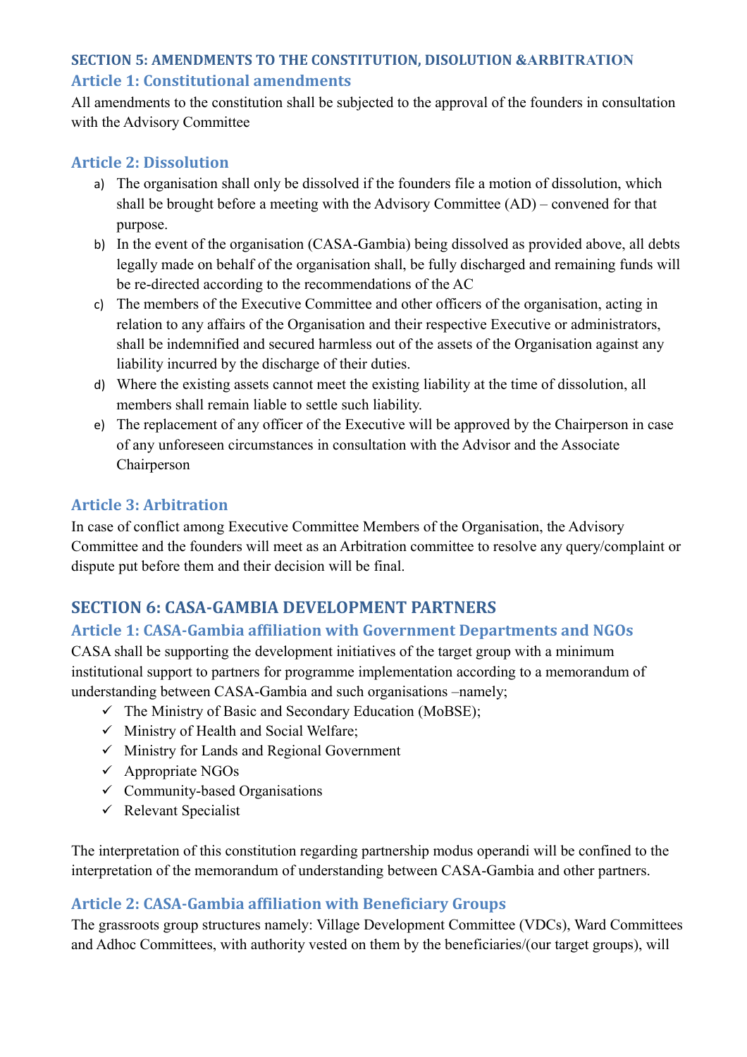## SECTION 5: AMENDMENTS TO THE CONSTITUTION, DISOLUTION &ARBITRATION

### Article 1: Constitutional amendments

All amendments to the constitution shall be subjected to the approval of the founders in consultation with the Advisory Committee

### Article 2: Dissolution

a) The organisation shall only be dissolved if the founders file a motion of dissolution, which shall be brought before a meeting with the Advisory Committee (AD) – convened for that purpose.

b) In the event of the organisation (CASA-Gambia) being dissolved as provided above, all debts legally made on behalf of the organisation shall, be fully discharged and remaining funds will be re-directed according to the recommendations of the AC

c) The members of the Executive Committee and other officers of the organisation, acting in relation to any affairs of the Organisation and their respective Executive or administrators, shall be indemnified and secured harmless out of the assets of the Organisation against any liability incurred by the discharge of their duties.

d) Where the existing assets cannot meet the existing liability at the time of dissolution, all members shall remain liable to settle such liability.

e) The replacement of any officer of the Executive will be approved by the Chairperson in case of any unforeseen circumstances in consultation with the Advisor and the Associate Chairperson

### Article 3: Arbitration

In case of conflict among Executive Committee Members of the Organisation, the Advisory Committee and the founders will meet as an Arbitration committee to resolve any query/complaint or dispute put before them and their decision will be final.

## SECTION 6: CASA-GAMBIA DEVELOPMENT PARTNERS

### Article 1: CASA-Gambia affiliation with Government Departments and NGOs

CASA shall be supporting the development initiatives of the target group with a minimum institutional support to partners for programme implementation according to a memorandum of understanding between CASA-Gambia and such organisations –namely;

- ✓ The Ministry of Basic and Secondary Education (MoBSE);
- ✓ Ministry of Health and Social Welfare;
- ✓ Ministry for Lands and Regional Government
- ✓ Appropriate NGOs
- ✓ Community-based Organisations
- ✓ Relevant Specialist

The interpretation of this constitution regarding partnership modus operandi will be confined to the interpretation of the memorandum of understanding between CASA-Gambia and other partners.

### Article 2: CASA-Gambia affiliation with Beneficiary Groups

The grassroots group structures namely: Village Development Committee (VDCs), Ward Committees and Adhoc Committees, with authority vested on them by the beneficiaries/(our target groups), will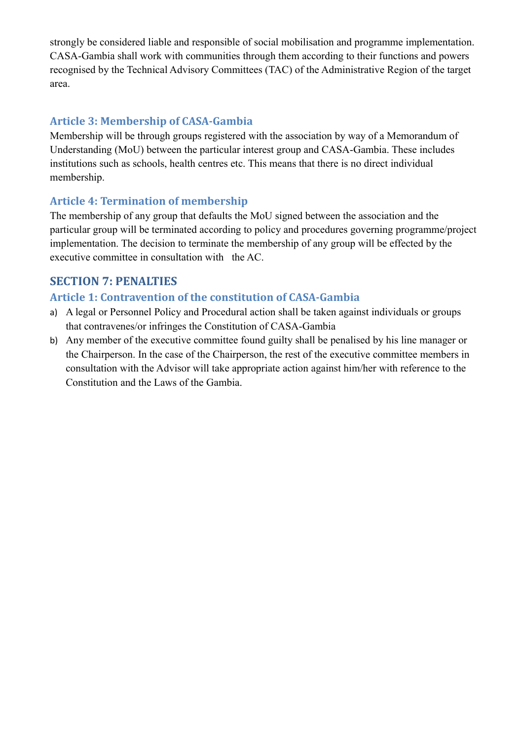strongly be considered liable and responsible of social mobilisation and programme implementation. CASA-Gambia shall work with communities through them according to their functions and powers recognised by the Technical Advisory Committees (TAC) of the Administrative Region of the target area.

### Article 3: Membership of CASA-Gambia

Membership will be through groups registered with the association by way of a Memorandum of Understanding (MoU) between the particular interest group and CASA-Gambia. These includes institutions such as schools, health centres etc. This means that there is no direct individual membership.

### Article 4: Termination of membership

The membership of any group that defaults the MoU signed between the association and the particular group will be terminated according to policy and procedures governing programme/project implementation. The decision to terminate the membership of any group will be effected by the executive committee in consultation with the AC.

## SECTION 7: PENALTIES

### Article 1: Contravention of the constitution of CASA-Gambia

a) A legal or Personnel Policy and Procedural action shall be taken against individuals or groups that contravenes/or infringes the Constitution of CASA-Gambia

b) Any member of the executive committee found guilty shall be penalised by his line manager or the Chairperson. In the case of the Chairperson, the rest of the executive committee members in consultation with the Advisor will take appropriate action against him/her with reference to the Constitution and the Laws of the Gambia.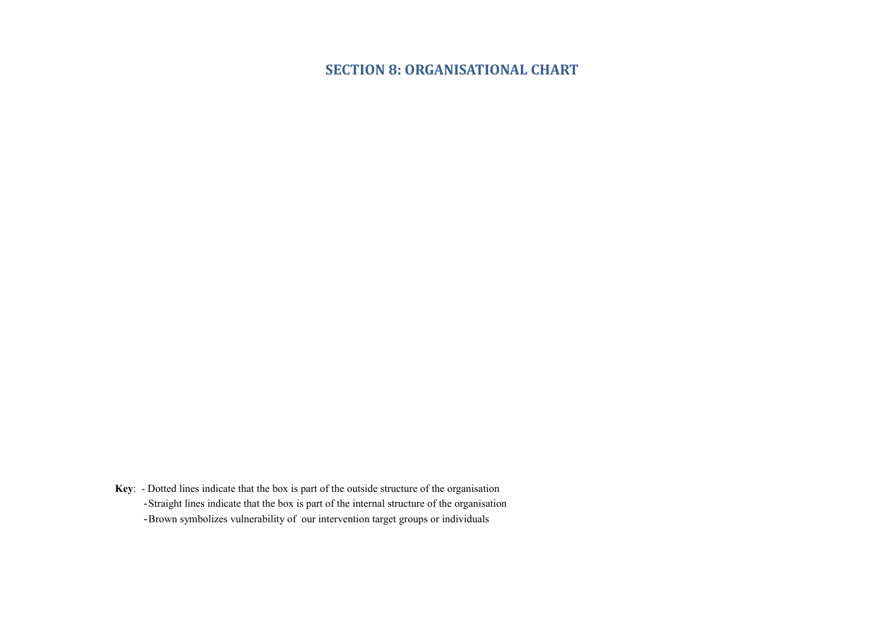# SECTION 8: ORGANISATIONAL CHART

**Key**: - Dotted lines indicate that the box is part of the outside structure of the organisation
- Straight lines indicate that the box is part of the internal structure of the organisation
- Brown symbolizes vulnerability of our intervention target groups or individuals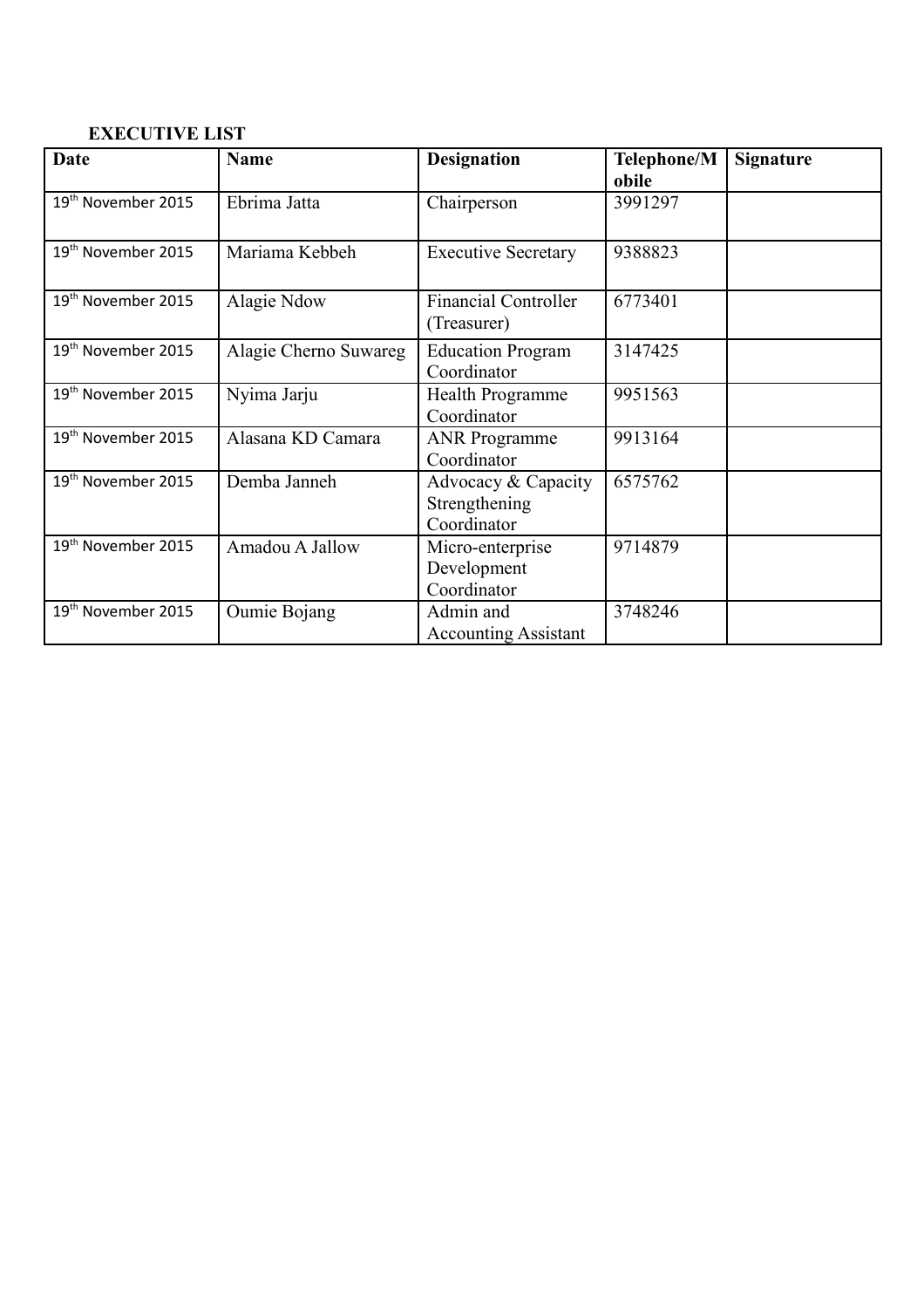**EXECUTIVE LIST**

| Date | Name | Designation | Telephone/Mobile | Signature |
|---|---|---|---|---|
| 19th November 2015 | Ebrima Jatta | Chairperson | 3991297 | |
| 19th November 2015 | Mariama Kebbeh | Executive Secretary | 9388823 | |
| 19th November 2015 | Alagie Ndow | Financial Controller (Treasurer) | 6773401 | |
| 19th November 2015 | Alagie Cherno Suwareg | Education Program Coordinator | 3147425 | |
| 19th November 2015 | Nyima Jarju | Health Programme Coordinator | 9951563 | |
| 19th November 2015 | Alasana KD Camara | ANR Programme Coordinator | 9913164 | |
| 19th November 2015 | Demba Janneh | Advocacy & Capacity Strengthening Coordinator | 6575762 | |
| 19th November 2015 | Amadou A Jallow | Micro-enterprise Development Coordinator | 9714879 | |
| 19th November 2015 | Oumie Bojang | Admin and Accounting Assistant | 3748246 | |